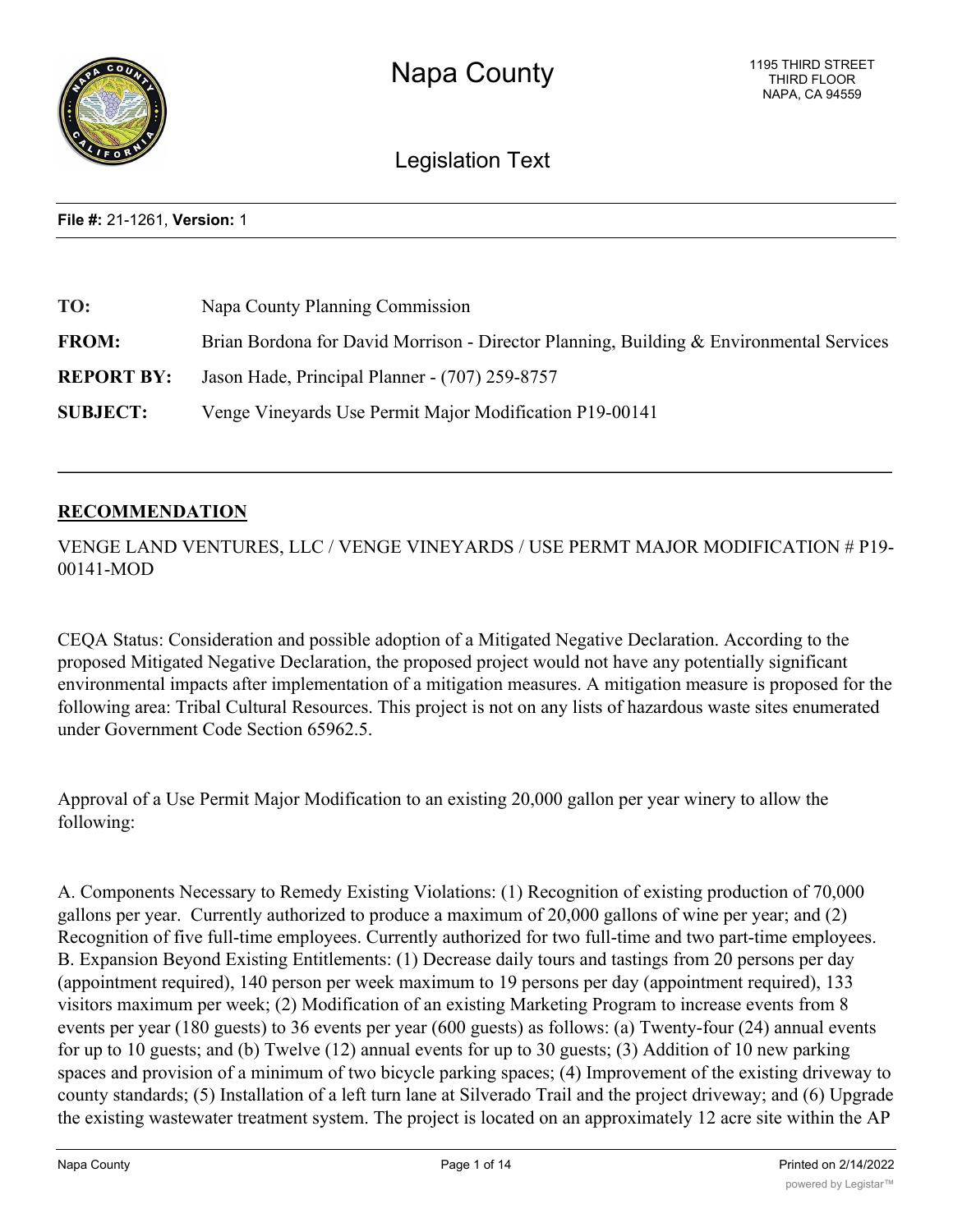# Napa County

1195 THIRD STREET
THIRD FLOOR
NAPA, CA 94559

## Legislation Text

**File #:** 21-1261, **Version:** 1

| | |
|---|---|
| **TO:** | Napa County Planning Commission |
| **FROM:** | Brian Bordona for David Morrison - Director Planning, Building & Environmental Services |
| **REPORT BY:** | Jason Hade, Principal Planner - (707) 259-8757 |
| **SUBJECT:** | Venge Vineyards Use Permit Major Modification P19-00141 |

## RECOMMENDATION

VENGE LAND VENTURES, LLC / VENGE VINEYARDS / USE PERMT MAJOR MODIFICATION # P19-00141-MOD

CEQA Status: Consideration and possible adoption of a Mitigated Negative Declaration. According to the proposed Mitigated Negative Declaration, the proposed project would not have any potentially significant environmental impacts after implementation of a mitigation measures. A mitigation measure is proposed for the following area: Tribal Cultural Resources. This project is not on any lists of hazardous waste sites enumerated under Government Code Section 65962.5.

Approval of a Use Permit Major Modification to an existing 20,000 gallon per year winery to allow the following:

A. Components Necessary to Remedy Existing Violations: (1) Recognition of existing production of 70,000 gallons per year. Currently authorized to produce a maximum of 20,000 gallons of wine per year; and (2) Recognition of five full-time employees. Currently authorized for two full-time and two part-time employees.
B. Expansion Beyond Existing Entitlements: (1) Decrease daily tours and tastings from 20 persons per day (appointment required), 140 person per week maximum to 19 persons per day (appointment required), 133 visitors maximum per week; (2) Modification of an existing Marketing Program to increase events from 8 events per year (180 guests) to 36 events per year (600 guests) as follows: (a) Twenty-four (24) annual events for up to 10 guests; and (b) Twelve (12) annual events for up to 30 guests; (3) Addition of 10 new parking spaces and provision of a minimum of two bicycle parking spaces; (4) Improvement of the existing driveway to county standards; (5) Installation of a left turn lane at Silverado Trail and the project driveway; and (6) Upgrade the existing wastewater treatment system. The project is located on an approximately 12 acre site within the AP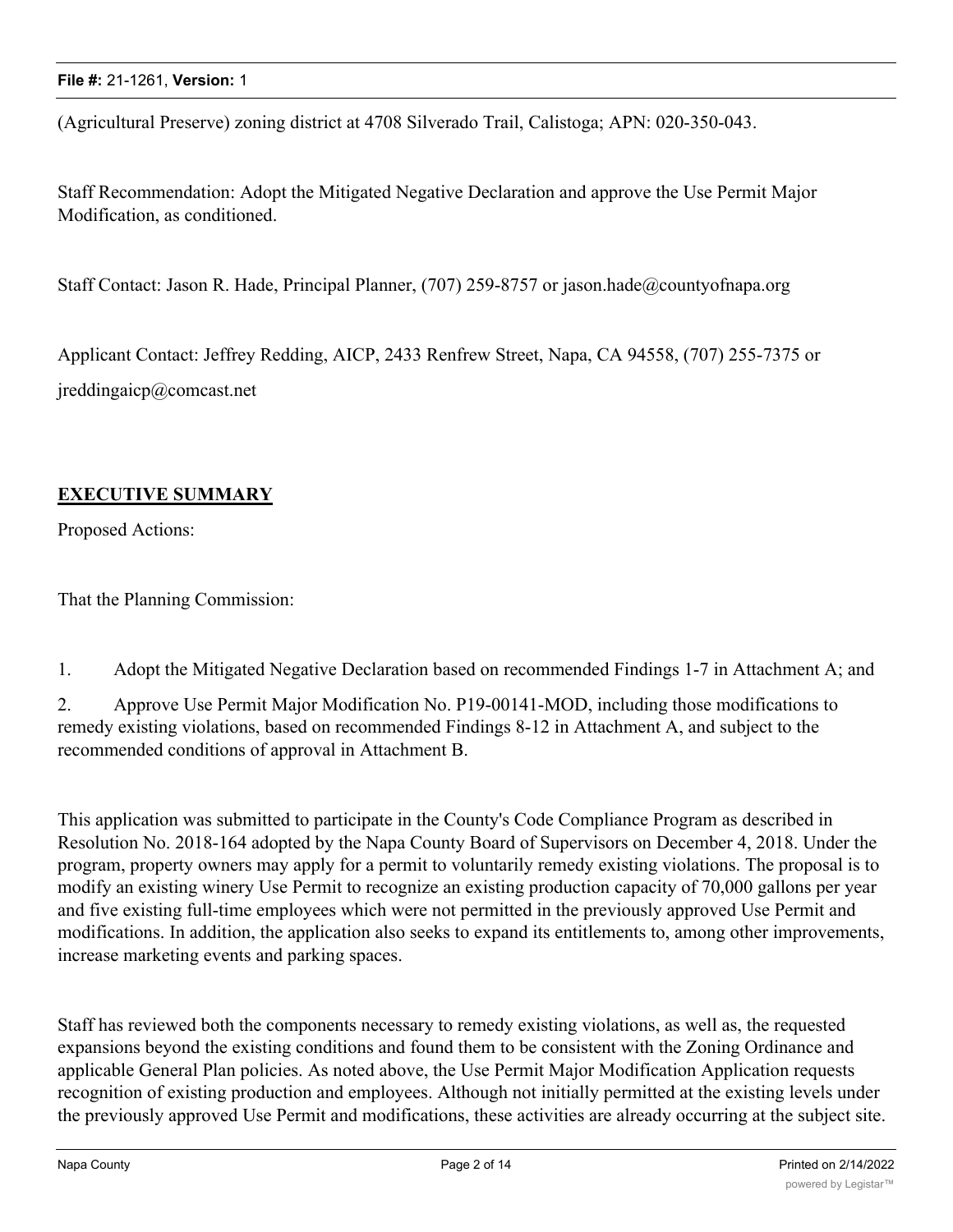(Agricultural Preserve) zoning district at 4708 Silverado Trail, Calistoga; APN: 020-350-043.

Staff Recommendation: Adopt the Mitigated Negative Declaration and approve the Use Permit Major Modification, as conditioned.

Staff Contact: Jason R. Hade, Principal Planner, (707) 259-8757 or jason.hade@countyofnapa.org

Applicant Contact: Jeffrey Redding, AICP, 2433 Renfrew Street, Napa, CA 94558, (707) 255-7375 or jreddingaicp@comcast.net

## EXECUTIVE SUMMARY

Proposed Actions:

That the Planning Commission:

1. Adopt the Mitigated Negative Declaration based on recommended Findings 1-7 in Attachment A; and
2. Approve Use Permit Major Modification No. P19-00141-MOD, including those modifications to remedy existing violations, based on recommended Findings 8-12 in Attachment A, and subject to the recommended conditions of approval in Attachment B.

This application was submitted to participate in the County's Code Compliance Program as described in Resolution No. 2018-164 adopted by the Napa County Board of Supervisors on December 4, 2018. Under the program, property owners may apply for a permit to voluntarily remedy existing violations. The proposal is to modify an existing winery Use Permit to recognize an existing production capacity of 70,000 gallons per year and five existing full-time employees which were not permitted in the previously approved Use Permit and modifications. In addition, the application also seeks to expand its entitlements to, among other improvements, increase marketing events and parking spaces.

Staff has reviewed both the components necessary to remedy existing violations, as well as, the requested expansions beyond the existing conditions and found them to be consistent with the Zoning Ordinance and applicable General Plan policies. As noted above, the Use Permit Major Modification Application requests recognition of existing production and employees. Although not initially permitted at the existing levels under the previously approved Use Permit and modifications, these activities are already occurring at the subject site.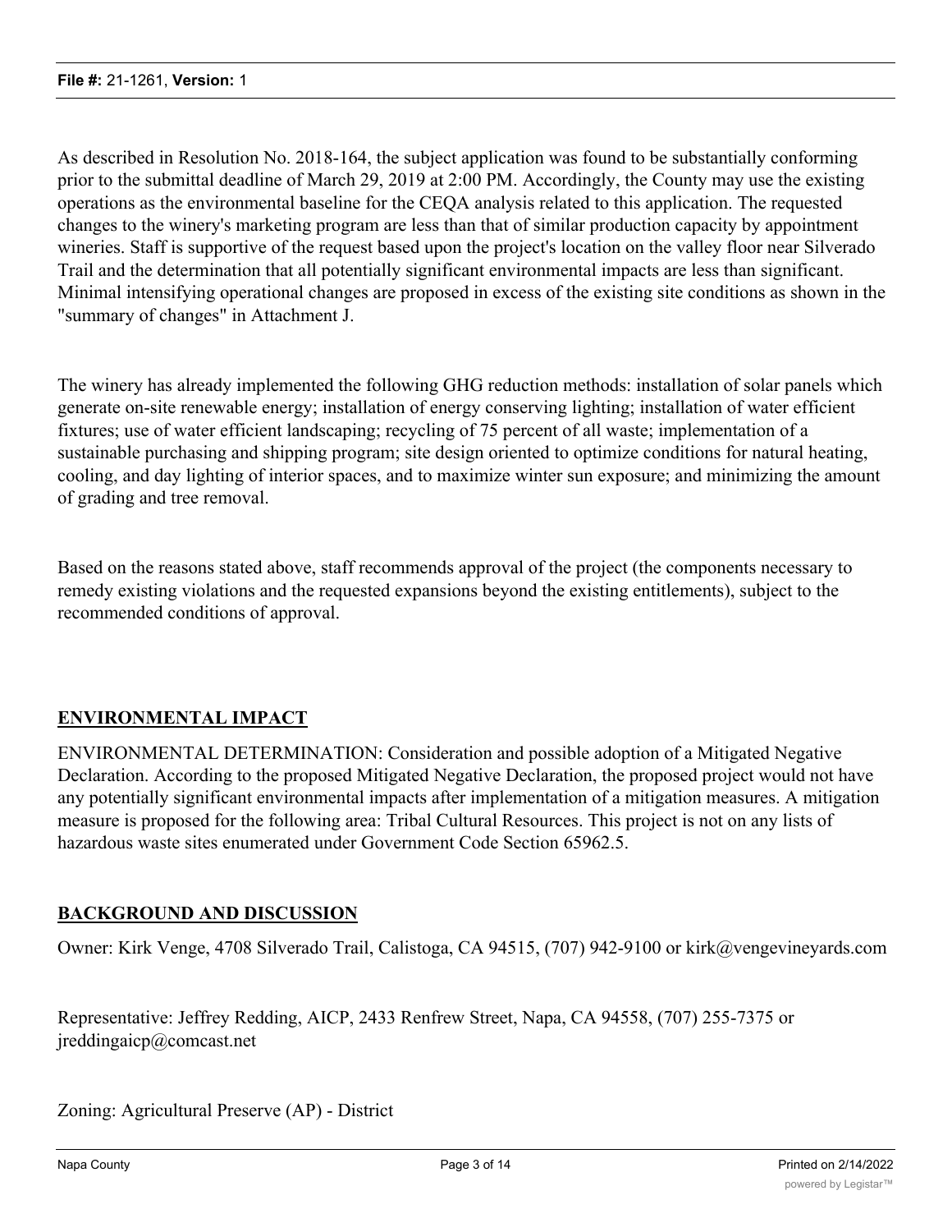As described in Resolution No. 2018-164, the subject application was found to be substantially conforming prior to the submittal deadline of March 29, 2019 at 2:00 PM. Accordingly, the County may use the existing operations as the environmental baseline for the CEQA analysis related to this application. The requested changes to the winery's marketing program are less than that of similar production capacity by appointment wineries. Staff is supportive of the request based upon the project's location on the valley floor near Silverado Trail and the determination that all potentially significant environmental impacts are less than significant. Minimal intensifying operational changes are proposed in excess of the existing site conditions as shown in the "summary of changes" in Attachment J.

The winery has already implemented the following GHG reduction methods: installation of solar panels which generate on-site renewable energy; installation of energy conserving lighting; installation of water efficient fixtures; use of water efficient landscaping; recycling of 75 percent of all waste; implementation of a sustainable purchasing and shipping program; site design oriented to optimize conditions for natural heating, cooling, and day lighting of interior spaces, and to maximize winter sun exposure; and minimizing the amount of grading and tree removal.

Based on the reasons stated above, staff recommends approval of the project (the components necessary to remedy existing violations and the requested expansions beyond the existing entitlements), subject to the recommended conditions of approval.

## ENVIRONMENTAL IMPACT

ENVIRONMENTAL DETERMINATION: Consideration and possible adoption of a Mitigated Negative Declaration. According to the proposed Mitigated Negative Declaration, the proposed project would not have any potentially significant environmental impacts after implementation of a mitigation measures. A mitigation measure is proposed for the following area: Tribal Cultural Resources. This project is not on any lists of hazardous waste sites enumerated under Government Code Section 65962.5.

## BACKGROUND AND DISCUSSION

Owner: Kirk Venge, 4708 Silverado Trail, Calistoga, CA 94515, (707) 942-9100 or kirk@vengevineyards.com

Representative: Jeffrey Redding, AICP, 2433 Renfrew Street, Napa, CA 94558, (707) 255-7375 or jreddingaicp@comcast.net

Zoning: Agricultural Preserve (AP) - District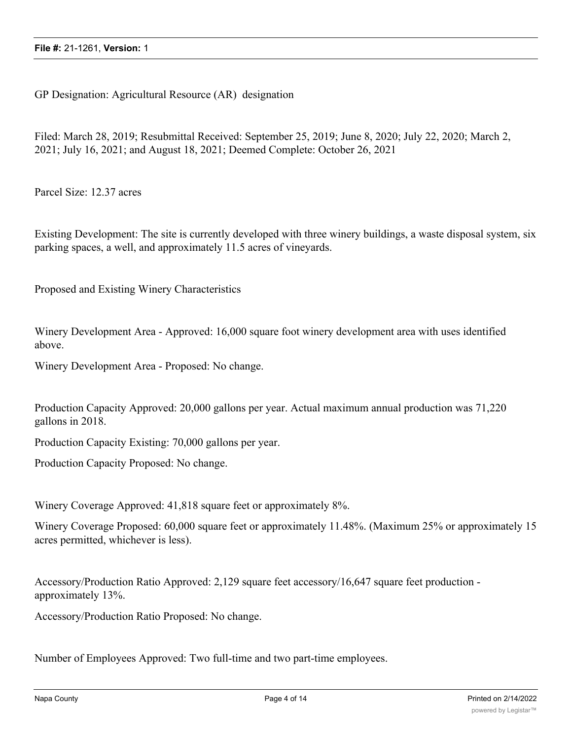GP Designation: Agricultural Resource (AR) designation

Filed: March 28, 2019; Resubmittal Received: September 25, 2019; June 8, 2020; July 22, 2020; March 2, 2021; July 16, 2021; and August 18, 2021; Deemed Complete: October 26, 2021

Parcel Size: 12.37 acres

Existing Development: The site is currently developed with three winery buildings, a waste disposal system, six parking spaces, a well, and approximately 11.5 acres of vineyards.

Proposed and Existing Winery Characteristics

Winery Development Area - Approved: 16,000 square foot winery development area with uses identified above.

Winery Development Area - Proposed: No change.

Production Capacity Approved: 20,000 gallons per year. Actual maximum annual production was 71,220 gallons in 2018.

Production Capacity Existing: 70,000 gallons per year.

Production Capacity Proposed: No change.

Winery Coverage Approved: 41,818 square feet or approximately 8%.

Winery Coverage Proposed: 60,000 square feet or approximately 11.48%. (Maximum 25% or approximately 15 acres permitted, whichever is less).

Accessory/Production Ratio Approved: 2,129 square feet accessory/16,647 square feet production - approximately 13%.

Accessory/Production Ratio Proposed: No change.

Number of Employees Approved: Two full-time and two part-time employees.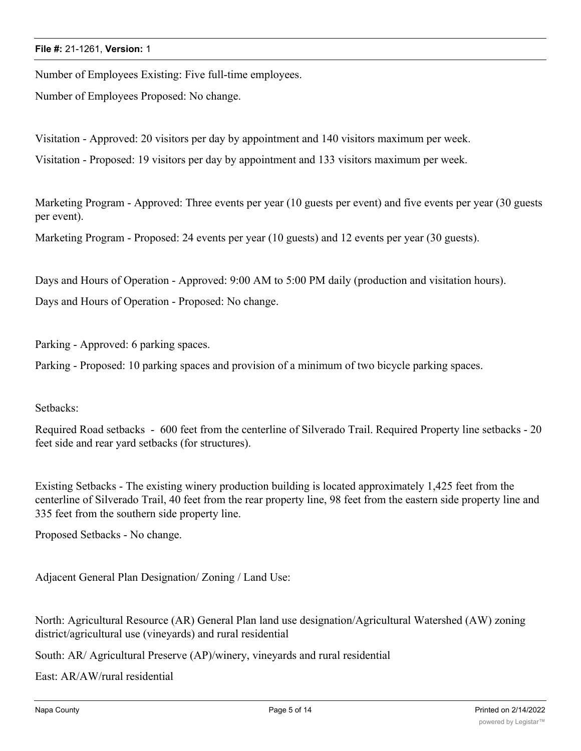Number of Employees Existing: Five full-time employees.

Number of Employees Proposed: No change.

Visitation - Approved: 20 visitors per day by appointment and 140 visitors maximum per week.

Visitation - Proposed: 19 visitors per day by appointment and 133 visitors maximum per week.

Marketing Program - Approved: Three events per year (10 guests per event) and five events per year (30 guests per event).

Marketing Program - Proposed: 24 events per year (10 guests) and 12 events per year (30 guests).

Days and Hours of Operation - Approved: 9:00 AM to 5:00 PM daily (production and visitation hours).

Days and Hours of Operation - Proposed: No change.

Parking - Approved: 6 parking spaces.

Parking - Proposed: 10 parking spaces and provision of a minimum of two bicycle parking spaces.

Setbacks:

Required Road setbacks - 600 feet from the centerline of Silverado Trail. Required Property line setbacks - 20 feet side and rear yard setbacks (for structures).

Existing Setbacks - The existing winery production building is located approximately 1,425 feet from the centerline of Silverado Trail, 40 feet from the rear property line, 98 feet from the eastern side property line and 335 feet from the southern side property line.

Proposed Setbacks - No change.

Adjacent General Plan Designation/ Zoning / Land Use:

North: Agricultural Resource (AR) General Plan land use designation/Agricultural Watershed (AW) zoning district/agricultural use (vineyards) and rural residential

South: AR/ Agricultural Preserve (AP)/winery, vineyards and rural residential

East: AR/AW/rural residential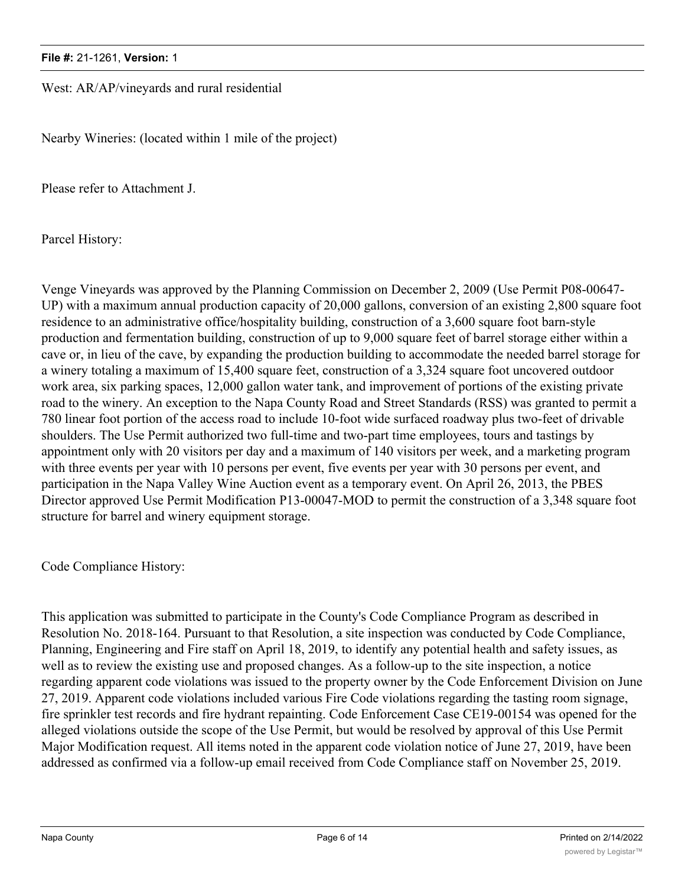West: AR/AP/vineyards and rural residential

Nearby Wineries: (located within 1 mile of the project)

Please refer to Attachment J.

Parcel History:

Venge Vineyards was approved by the Planning Commission on December 2, 2009 (Use Permit P08-00647-UP) with a maximum annual production capacity of 20,000 gallons, conversion of an existing 2,800 square foot residence to an administrative office/hospitality building, construction of a 3,600 square foot barn-style production and fermentation building, construction of up to 9,000 square feet of barrel storage either within a cave or, in lieu of the cave, by expanding the production building to accommodate the needed barrel storage for a winery totaling a maximum of 15,400 square feet, construction of a 3,324 square foot uncovered outdoor work area, six parking spaces, 12,000 gallon water tank, and improvement of portions of the existing private road to the winery. An exception to the Napa County Road and Street Standards (RSS) was granted to permit a 780 linear foot portion of the access road to include 10-foot wide surfaced roadway plus two-feet of drivable shoulders. The Use Permit authorized two full-time and two-part time employees, tours and tastings by appointment only with 20 visitors per day and a maximum of 140 visitors per week, and a marketing program with three events per year with 10 persons per event, five events per year with 30 persons per event, and participation in the Napa Valley Wine Auction event as a temporary event. On April 26, 2013, the PBES Director approved Use Permit Modification P13-00047-MOD to permit the construction of a 3,348 square foot structure for barrel and winery equipment storage.

Code Compliance History:

This application was submitted to participate in the County's Code Compliance Program as described in Resolution No. 2018-164. Pursuant to that Resolution, a site inspection was conducted by Code Compliance, Planning, Engineering and Fire staff on April 18, 2019, to identify any potential health and safety issues, as well as to review the existing use and proposed changes. As a follow-up to the site inspection, a notice regarding apparent code violations was issued to the property owner by the Code Enforcement Division on June 27, 2019. Apparent code violations included various Fire Code violations regarding the tasting room signage, fire sprinkler test records and fire hydrant repainting. Code Enforcement Case CE19-00154 was opened for the alleged violations outside the scope of the Use Permit, but would be resolved by approval of this Use Permit Major Modification request. All items noted in the apparent code violation notice of June 27, 2019, have been addressed as confirmed via a follow-up email received from Code Compliance staff on November 25, 2019.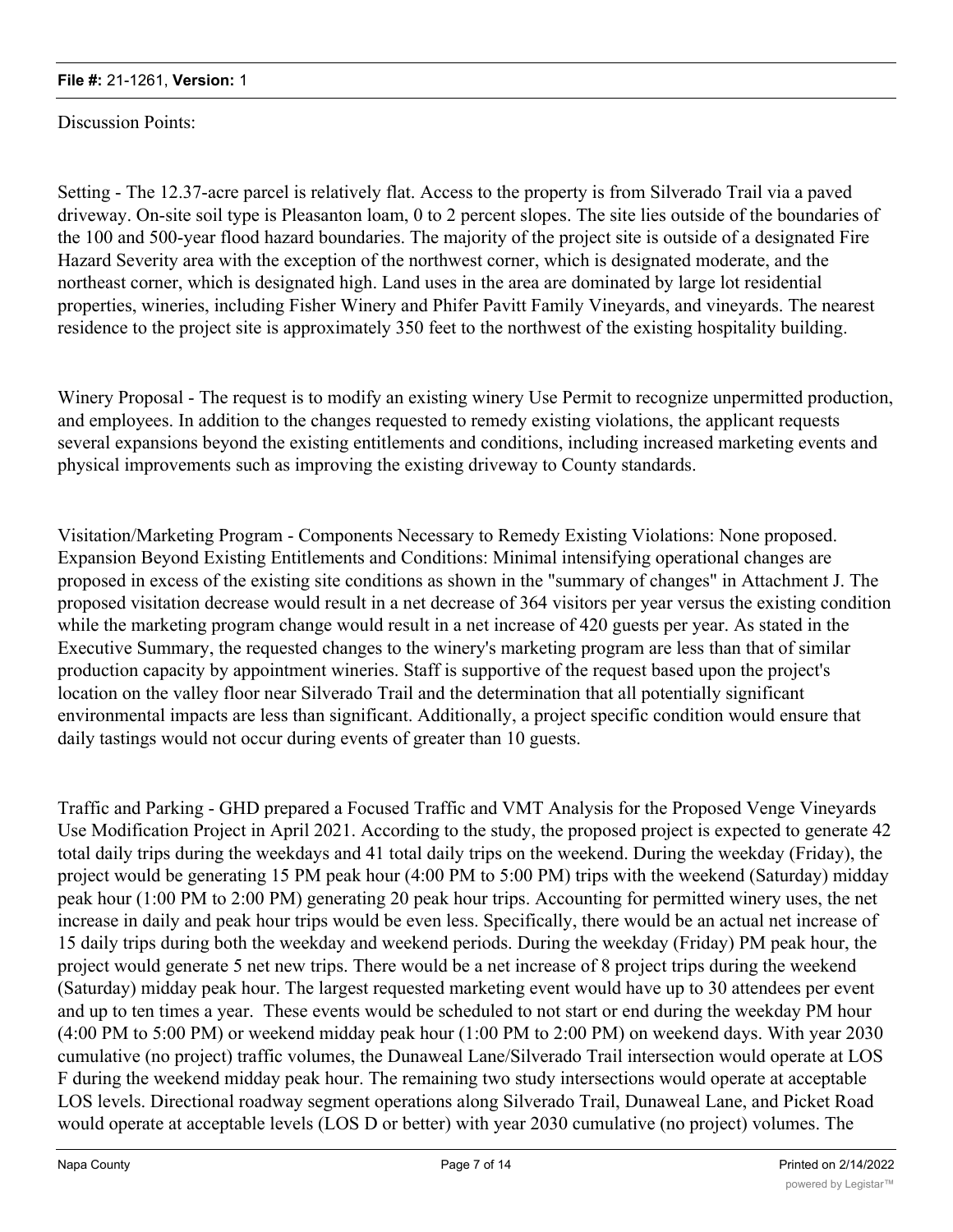Discussion Points:

Setting - The 12.37-acre parcel is relatively flat. Access to the property is from Silverado Trail via a paved driveway. On-site soil type is Pleasanton loam, 0 to 2 percent slopes. The site lies outside of the boundaries of the 100 and 500-year flood hazard boundaries. The majority of the project site is outside of a designated Fire Hazard Severity area with the exception of the northwest corner, which is designated moderate, and the northeast corner, which is designated high. Land uses in the area are dominated by large lot residential properties, wineries, including Fisher Winery and Phifer Pavitt Family Vineyards, and vineyards. The nearest residence to the project site is approximately 350 feet to the northwest of the existing hospitality building.

Winery Proposal - The request is to modify an existing winery Use Permit to recognize unpermitted production, and employees. In addition to the changes requested to remedy existing violations, the applicant requests several expansions beyond the existing entitlements and conditions, including increased marketing events and physical improvements such as improving the existing driveway to County standards.

Visitation/Marketing Program - Components Necessary to Remedy Existing Violations: None proposed. Expansion Beyond Existing Entitlements and Conditions: Minimal intensifying operational changes are proposed in excess of the existing site conditions as shown in the "summary of changes" in Attachment J. The proposed visitation decrease would result in a net decrease of 364 visitors per year versus the existing condition while the marketing program change would result in a net increase of 420 guests per year. As stated in the Executive Summary, the requested changes to the winery's marketing program are less than that of similar production capacity by appointment wineries. Staff is supportive of the request based upon the project's location on the valley floor near Silverado Trail and the determination that all potentially significant environmental impacts are less than significant. Additionally, a project specific condition would ensure that daily tastings would not occur during events of greater than 10 guests.

Traffic and Parking - GHD prepared a Focused Traffic and VMT Analysis for the Proposed Venge Vineyards Use Modification Project in April 2021. According to the study, the proposed project is expected to generate 42 total daily trips during the weekdays and 41 total daily trips on the weekend. During the weekday (Friday), the project would be generating 15 PM peak hour (4:00 PM to 5:00 PM) trips with the weekend (Saturday) midday peak hour (1:00 PM to 2:00 PM) generating 20 peak hour trips. Accounting for permitted winery uses, the net increase in daily and peak hour trips would be even less. Specifically, there would be an actual net increase of 15 daily trips during both the weekday and weekend periods. During the weekday (Friday) PM peak hour, the project would generate 5 net new trips. There would be a net increase of 8 project trips during the weekend (Saturday) midday peak hour. The largest requested marketing event would have up to 30 attendees per event and up to ten times a year. These events would be scheduled to not start or end during the weekday PM hour (4:00 PM to 5:00 PM) or weekend midday peak hour (1:00 PM to 2:00 PM) on weekend days. With year 2030 cumulative (no project) traffic volumes, the Dunaweal Lane/Silverado Trail intersection would operate at LOS F during the weekend midday peak hour. The remaining two study intersections would operate at acceptable LOS levels. Directional roadway segment operations along Silverado Trail, Dunaweal Lane, and Picket Road would operate at acceptable levels (LOS D or better) with year 2030 cumulative (no project) volumes. The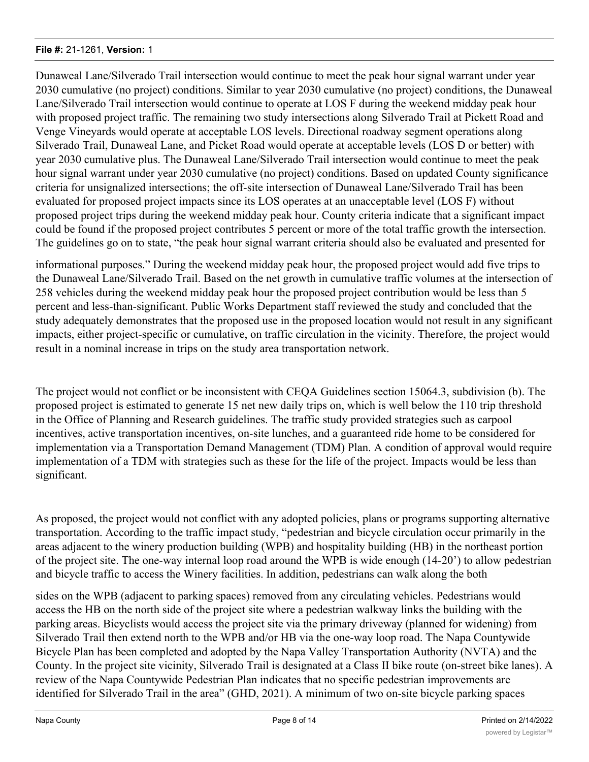Dunaweal Lane/Silverado Trail intersection would continue to meet the peak hour signal warrant under year 2030 cumulative (no project) conditions. Similar to year 2030 cumulative (no project) conditions, the Dunaweal Lane/Silverado Trail intersection would continue to operate at LOS F during the weekend midday peak hour with proposed project traffic. The remaining two study intersections along Silverado Trail at Pickett Road and Venge Vineyards would operate at acceptable LOS levels. Directional roadway segment operations along Silverado Trail, Dunaweal Lane, and Picket Road would operate at acceptable levels (LOS D or better) with year 2030 cumulative plus. The Dunaweal Lane/Silverado Trail intersection would continue to meet the peak hour signal warrant under year 2030 cumulative (no project) conditions. Based on updated County significance criteria for unsignalized intersections; the off-site intersection of Dunaweal Lane/Silverado Trail has been evaluated for proposed project impacts since its LOS operates at an unacceptable level (LOS F) without proposed project trips during the weekend midday peak hour. County criteria indicate that a significant impact could be found if the proposed project contributes 5 percent or more of the total traffic growth the intersection. The guidelines go on to state, "the peak hour signal warrant criteria should also be evaluated and presented for informational purposes." During the weekend midday peak hour, the proposed project would add five trips to the Dunaweal Lane/Silverado Trail. Based on the net growth in cumulative traffic volumes at the intersection of 258 vehicles during the weekend midday peak hour the proposed project contribution would be less than 5 percent and less-than-significant. Public Works Department staff reviewed the study and concluded that the study adequately demonstrates that the proposed use in the proposed location would not result in any significant impacts, either project-specific or cumulative, on traffic circulation in the vicinity. Therefore, the project would result in a nominal increase in trips on the study area transportation network.

The project would not conflict or be inconsistent with CEQA Guidelines section 15064.3, subdivision (b). The proposed project is estimated to generate 15 net new daily trips on, which is well below the 110 trip threshold in the Office of Planning and Research guidelines. The traffic study provided strategies such as carpool incentives, active transportation incentives, on-site lunches, and a guaranteed ride home to be considered for implementation via a Transportation Demand Management (TDM) Plan. A condition of approval would require implementation of a TDM with strategies such as these for the life of the project. Impacts would be less than significant.

As proposed, the project would not conflict with any adopted policies, plans or programs supporting alternative transportation. According to the traffic impact study, "pedestrian and bicycle circulation occur primarily in the areas adjacent to the winery production building (WPB) and hospitality building (HB) in the northeast portion of the project site. The one-way internal loop road around the WPB is wide enough (14-20') to allow pedestrian and bicycle traffic to access the Winery facilities. In addition, pedestrians can walk along the both sides on the WPB (adjacent to parking spaces) removed from any circulating vehicles. Pedestrians would access the HB on the north side of the project site where a pedestrian walkway links the building with the parking areas. Bicyclists would access the project site via the primary driveway (planned for widening) from Silverado Trail then extend north to the WPB and/or HB via the one-way loop road. The Napa Countywide Bicycle Plan has been completed and adopted by the Napa Valley Transportation Authority (NVTA) and the County. In the project site vicinity, Silverado Trail is designated at a Class II bike route (on-street bike lanes). A review of the Napa Countywide Pedestrian Plan indicates that no specific pedestrian improvements are identified for Silverado Trail in the area" (GHD, 2021). A minimum of two on-site bicycle parking spaces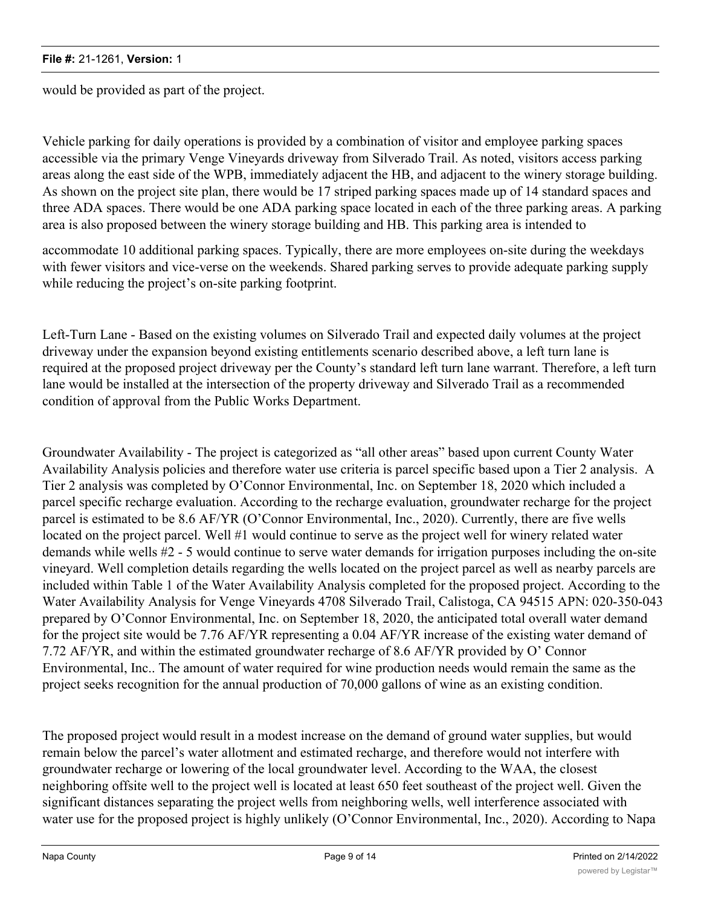would be provided as part of the project.

Vehicle parking for daily operations is provided by a combination of visitor and employee parking spaces accessible via the primary Venge Vineyards driveway from Silverado Trail. As noted, visitors access parking areas along the east side of the WPB, immediately adjacent the HB, and adjacent to the winery storage building. As shown on the project site plan, there would be 17 striped parking spaces made up of 14 standard spaces and three ADA spaces. There would be one ADA parking space located in each of the three parking areas. A parking area is also proposed between the winery storage building and HB. This parking area is intended to

accommodate 10 additional parking spaces. Typically, there are more employees on-site during the weekdays with fewer visitors and vice-verse on the weekends. Shared parking serves to provide adequate parking supply while reducing the project's on-site parking footprint.

Left-Turn Lane - Based on the existing volumes on Silverado Trail and expected daily volumes at the project driveway under the expansion beyond existing entitlements scenario described above, a left turn lane is required at the proposed project driveway per the County's standard left turn lane warrant. Therefore, a left turn lane would be installed at the intersection of the property driveway and Silverado Trail as a recommended condition of approval from the Public Works Department.

Groundwater Availability - The project is categorized as "all other areas" based upon current County Water Availability Analysis policies and therefore water use criteria is parcel specific based upon a Tier 2 analysis. A Tier 2 analysis was completed by O'Connor Environmental, Inc. on September 18, 2020 which included a parcel specific recharge evaluation. According to the recharge evaluation, groundwater recharge for the project parcel is estimated to be 8.6 AF/YR (O'Connor Environmental, Inc., 2020). Currently, there are five wells located on the project parcel. Well #1 would continue to serve as the project well for winery related water demands while wells #2 - 5 would continue to serve water demands for irrigation purposes including the on-site vineyard. Well completion details regarding the wells located on the project parcel as well as nearby parcels are included within Table 1 of the Water Availability Analysis completed for the proposed project. According to the Water Availability Analysis for Venge Vineyards 4708 Silverado Trail, Calistoga, CA 94515 APN: 020-350-043 prepared by O'Connor Environmental, Inc. on September 18, 2020, the anticipated total overall water demand for the project site would be 7.76 AF/YR representing a 0.04 AF/YR increase of the existing water demand of 7.72 AF/YR, and within the estimated groundwater recharge of 8.6 AF/YR provided by O' Connor Environmental, Inc.. The amount of water required for wine production needs would remain the same as the project seeks recognition for the annual production of 70,000 gallons of wine as an existing condition.

The proposed project would result in a modest increase on the demand of ground water supplies, but would remain below the parcel's water allotment and estimated recharge, and therefore would not interfere with groundwater recharge or lowering of the local groundwater level. According to the WAA, the closest neighboring offsite well to the project well is located at least 650 feet southeast of the project well. Given the significant distances separating the project wells from neighboring wells, well interference associated with water use for the proposed project is highly unlikely (O'Connor Environmental, Inc., 2020). According to Napa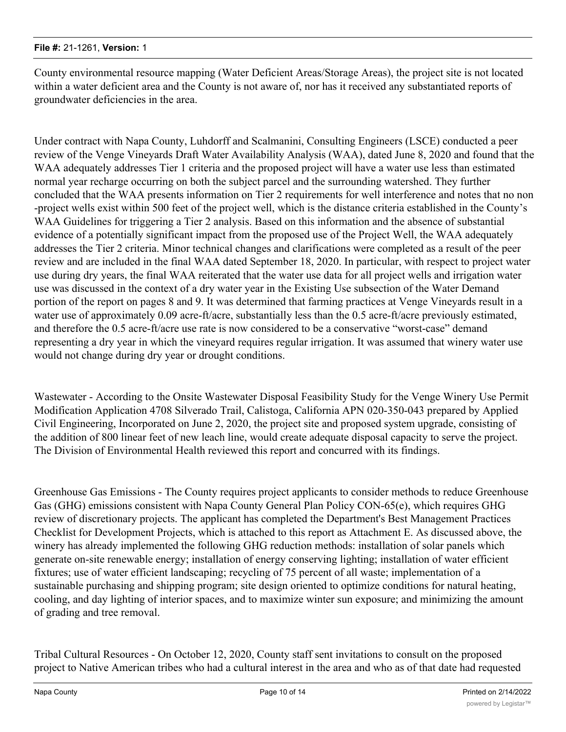County environmental resource mapping (Water Deficient Areas/Storage Areas), the project site is not located within a water deficient area and the County is not aware of, nor has it received any substantiated reports of groundwater deficiencies in the area.

Under contract with Napa County, Luhdorff and Scalmanini, Consulting Engineers (LSCE) conducted a peer review of the Venge Vineyards Draft Water Availability Analysis (WAA), dated June 8, 2020 and found that the WAA adequately addresses Tier 1 criteria and the proposed project will have a water use less than estimated normal year recharge occurring on both the subject parcel and the surrounding watershed. They further concluded that the WAA presents information on Tier 2 requirements for well interference and notes that no non-project wells exist within 500 feet of the project well, which is the distance criteria established in the County's WAA Guidelines for triggering a Tier 2 analysis. Based on this information and the absence of substantial evidence of a potentially significant impact from the proposed use of the Project Well, the WAA adequately addresses the Tier 2 criteria. Minor technical changes and clarifications were completed as a result of the peer review and are included in the final WAA dated September 18, 2020. In particular, with respect to project water use during dry years, the final WAA reiterated that the water use data for all project wells and irrigation water use was discussed in the context of a dry water year in the Existing Use subsection of the Water Demand portion of the report on pages 8 and 9. It was determined that farming practices at Venge Vineyards result in a water use of approximately 0.09 acre-ft/acre, substantially less than the 0.5 acre-ft/acre previously estimated, and therefore the 0.5 acre-ft/acre use rate is now considered to be a conservative "worst-case" demand representing a dry year in which the vineyard requires regular irrigation. It was assumed that winery water use would not change during dry year or drought conditions.

Wastewater - According to the Onsite Wastewater Disposal Feasibility Study for the Venge Winery Use Permit Modification Application 4708 Silverado Trail, Calistoga, California APN 020-350-043 prepared by Applied Civil Engineering, Incorporated on June 2, 2020, the project site and proposed system upgrade, consisting of the addition of 800 linear feet of new leach line, would create adequate disposal capacity to serve the project. The Division of Environmental Health reviewed this report and concurred with its findings.

Greenhouse Gas Emissions - The County requires project applicants to consider methods to reduce Greenhouse Gas (GHG) emissions consistent with Napa County General Plan Policy CON-65(e), which requires GHG review of discretionary projects. The applicant has completed the Department's Best Management Practices Checklist for Development Projects, which is attached to this report as Attachment E. As discussed above, the winery has already implemented the following GHG reduction methods: installation of solar panels which generate on-site renewable energy; installation of energy conserving lighting; installation of water efficient fixtures; use of water efficient landscaping; recycling of 75 percent of all waste; implementation of a sustainable purchasing and shipping program; site design oriented to optimize conditions for natural heating, cooling, and day lighting of interior spaces, and to maximize winter sun exposure; and minimizing the amount of grading and tree removal.

Tribal Cultural Resources - On October 12, 2020, County staff sent invitations to consult on the proposed project to Native American tribes who had a cultural interest in the area and who as of that date had requested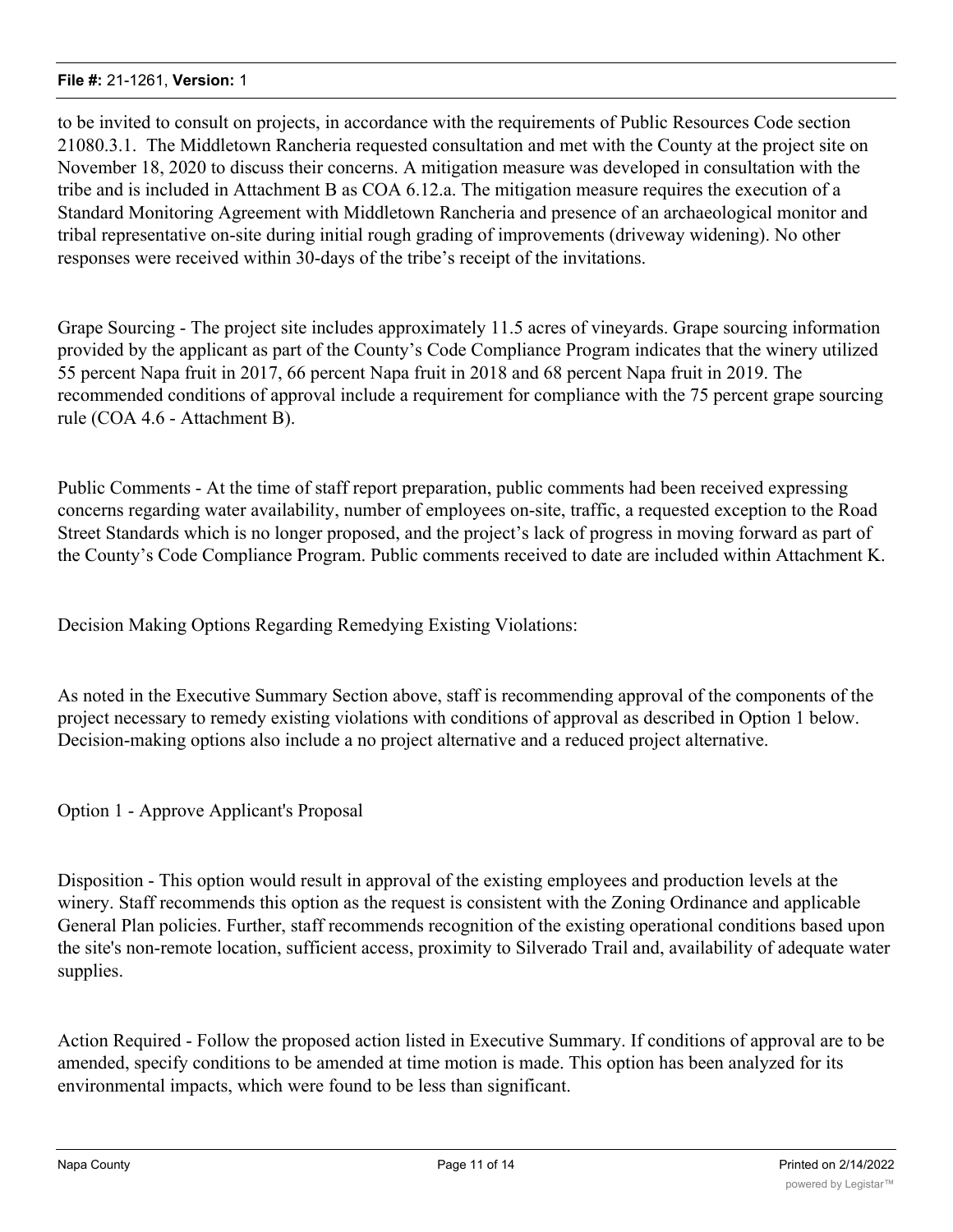to be invited to consult on projects, in accordance with the requirements of Public Resources Code section 21080.3.1. The Middletown Rancheria requested consultation and met with the County at the project site on November 18, 2020 to discuss their concerns. A mitigation measure was developed in consultation with the tribe and is included in Attachment B as COA 6.12.a. The mitigation measure requires the execution of a Standard Monitoring Agreement with Middletown Rancheria and presence of an archaeological monitor and tribal representative on-site during initial rough grading of improvements (driveway widening). No other responses were received within 30-days of the tribe's receipt of the invitations.

Grape Sourcing - The project site includes approximately 11.5 acres of vineyards. Grape sourcing information provided by the applicant as part of the County's Code Compliance Program indicates that the winery utilized 55 percent Napa fruit in 2017, 66 percent Napa fruit in 2018 and 68 percent Napa fruit in 2019. The recommended conditions of approval include a requirement for compliance with the 75 percent grape sourcing rule (COA 4.6 - Attachment B).

Public Comments - At the time of staff report preparation, public comments had been received expressing concerns regarding water availability, number of employees on-site, traffic, a requested exception to the Road Street Standards which is no longer proposed, and the project's lack of progress in moving forward as part of the County's Code Compliance Program. Public comments received to date are included within Attachment K.

Decision Making Options Regarding Remedying Existing Violations:

As noted in the Executive Summary Section above, staff is recommending approval of the components of the project necessary to remedy existing violations with conditions of approval as described in Option 1 below. Decision-making options also include a no project alternative and a reduced project alternative.

Option 1 - Approve Applicant's Proposal

Disposition - This option would result in approval of the existing employees and production levels at the winery. Staff recommends this option as the request is consistent with the Zoning Ordinance and applicable General Plan policies. Further, staff recommends recognition of the existing operational conditions based upon the site's non-remote location, sufficient access, proximity to Silverado Trail and, availability of adequate water supplies.

Action Required - Follow the proposed action listed in Executive Summary. If conditions of approval are to be amended, specify conditions to be amended at time motion is made. This option has been analyzed for its environmental impacts, which were found to be less than significant.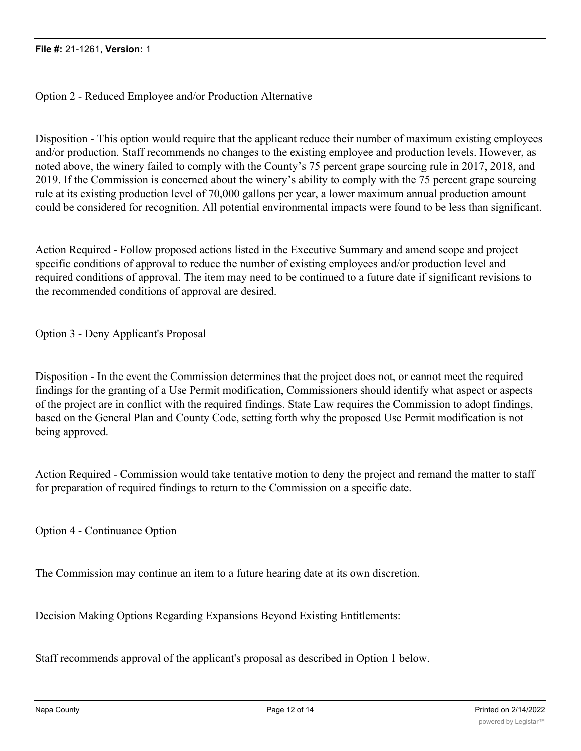Option 2 - Reduced Employee and/or Production Alternative

Disposition - This option would require that the applicant reduce their number of maximum existing employees and/or production. Staff recommends no changes to the existing employee and production levels. However, as noted above, the winery failed to comply with the County's 75 percent grape sourcing rule in 2017, 2018, and 2019. If the Commission is concerned about the winery's ability to comply with the 75 percent grape sourcing rule at its existing production level of 70,000 gallons per year, a lower maximum annual production amount could be considered for recognition. All potential environmental impacts were found to be less than significant.

Action Required - Follow proposed actions listed in the Executive Summary and amend scope and project specific conditions of approval to reduce the number of existing employees and/or production level and required conditions of approval. The item may need to be continued to a future date if significant revisions to the recommended conditions of approval are desired.

Option 3 - Deny Applicant's Proposal

Disposition - In the event the Commission determines that the project does not, or cannot meet the required findings for the granting of a Use Permit modification, Commissioners should identify what aspect or aspects of the project are in conflict with the required findings. State Law requires the Commission to adopt findings, based on the General Plan and County Code, setting forth why the proposed Use Permit modification is not being approved.

Action Required - Commission would take tentative motion to deny the project and remand the matter to staff for preparation of required findings to return to the Commission on a specific date.

Option 4 - Continuance Option

The Commission may continue an item to a future hearing date at its own discretion.

Decision Making Options Regarding Expansions Beyond Existing Entitlements:

Staff recommends approval of the applicant's proposal as described in Option 1 below.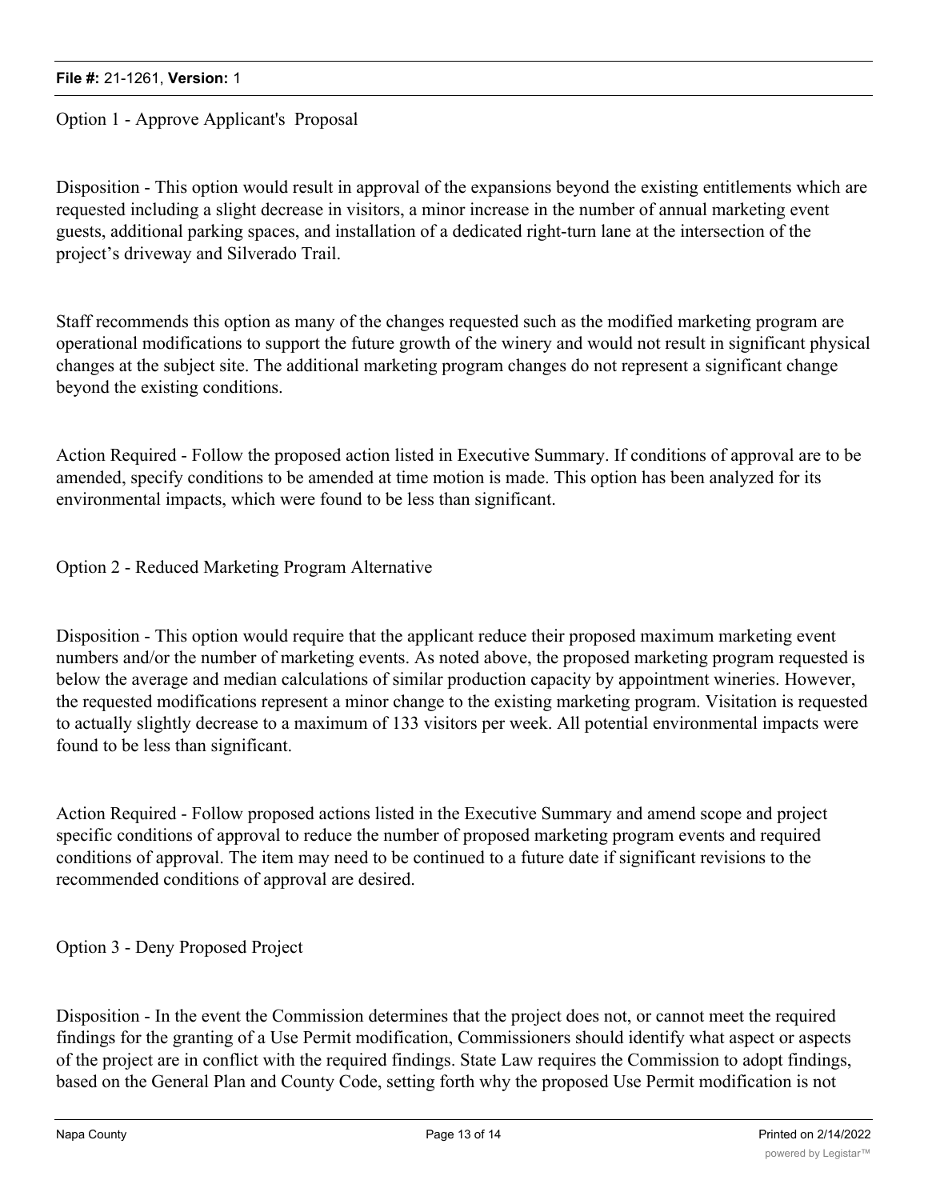Option 1 - Approve Applicant's Proposal

Disposition - This option would result in approval of the expansions beyond the existing entitlements which are requested including a slight decrease in visitors, a minor increase in the number of annual marketing event guests, additional parking spaces, and installation of a dedicated right-turn lane at the intersection of the project's driveway and Silverado Trail.

Staff recommends this option as many of the changes requested such as the modified marketing program are operational modifications to support the future growth of the winery and would not result in significant physical changes at the subject site. The additional marketing program changes do not represent a significant change beyond the existing conditions.

Action Required - Follow the proposed action listed in Executive Summary. If conditions of approval are to be amended, specify conditions to be amended at time motion is made. This option has been analyzed for its environmental impacts, which were found to be less than significant.

Option 2 - Reduced Marketing Program Alternative

Disposition - This option would require that the applicant reduce their proposed maximum marketing event numbers and/or the number of marketing events. As noted above, the proposed marketing program requested is below the average and median calculations of similar production capacity by appointment wineries. However, the requested modifications represent a minor change to the existing marketing program. Visitation is requested to actually slightly decrease to a maximum of 133 visitors per week. All potential environmental impacts were found to be less than significant.

Action Required - Follow proposed actions listed in the Executive Summary and amend scope and project specific conditions of approval to reduce the number of proposed marketing program events and required conditions of approval. The item may need to be continued to a future date if significant revisions to the recommended conditions of approval are desired.

Option 3 - Deny Proposed Project

Disposition - In the event the Commission determines that the project does not, or cannot meet the required findings for the granting of a Use Permit modification, Commissioners should identify what aspect or aspects of the project are in conflict with the required findings. State Law requires the Commission to adopt findings, based on the General Plan and County Code, setting forth why the proposed Use Permit modification is not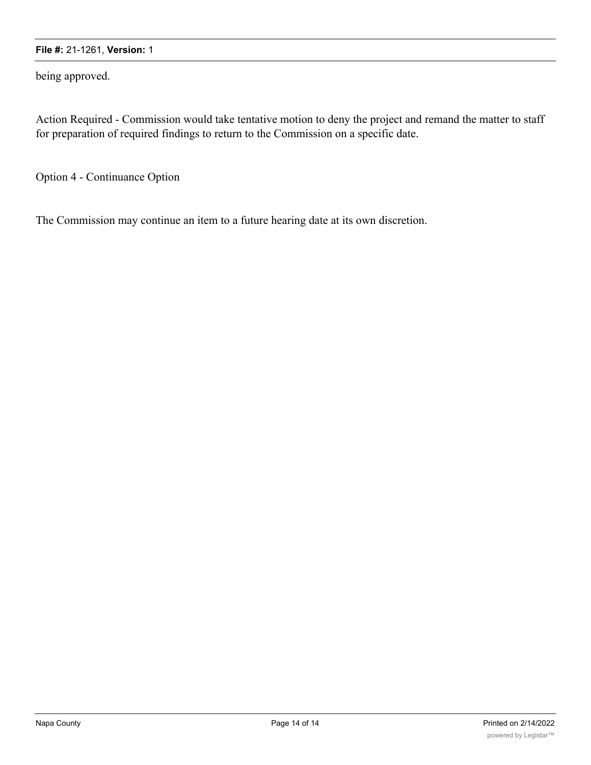being approved.

Action Required - Commission would take tentative motion to deny the project and remand the matter to staff for preparation of required findings to return to the Commission on a specific date.

Option 4 - Continuance Option

The Commission may continue an item to a future hearing date at its own discretion.